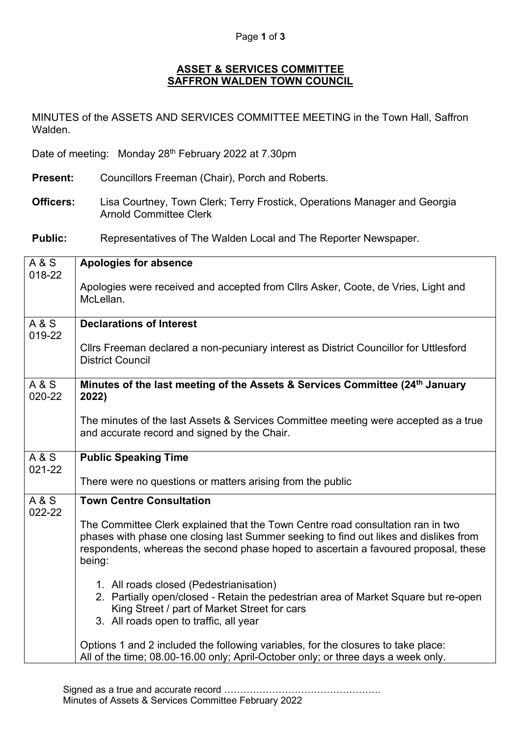**ASSET & SERVICES COMMITTEE**
**SAFFRON WALDEN TOWN COUNCIL**

MINUTES of the ASSETS AND SERVICES COMMITTEE MEETING in the Town Hall, Saffron Walden.

Date of meeting: Monday 28th February 2022 at 7.30pm

**Present:** Councillors Freeman (Chair), Porch and Roberts.

**Officers:** Lisa Courtney, Town Clerk; Terry Frostick, Operations Manager and Georgia Arnold Committee Clerk

**Public:** Representatives of The Walden Local and The Reporter Newspaper.

| | |
|---|---|
| A & S 018-22 | **Apologies for absence**<br><br>Apologies were received and accepted from Cllrs Asker, Coote, de Vries, Light and McLellan. |
| A & S 019-22 | **Declarations of Interest**<br><br>Cllrs Freeman declared a non-pecuniary interest as District Councillor for Uttlesford District Council |
| A & S 020-22 | **Minutes of the last meeting of the Assets & Services Committee (24th January 2022)**<br><br>The minutes of the last Assets & Services Committee meeting were accepted as a true and accurate record and signed by the Chair. |
| A & S 021-22 | **Public Speaking Time**<br><br>There were no questions or matters arising from the public |
| A & S 022-22 | **Town Centre Consultation**<br><br>The Committee Clerk explained that the Town Centre road consultation ran in two phases with phase one closing last Summer seeking to find out likes and dislikes from respondents, whereas the second phase hoped to ascertain a favoured proposal, these being:<br><br>1. All roads closed (Pedestrianisation)<br>2. Partially open/closed - Retain the pedestrian area of Market Square but re-open King Street / part of Market Street for cars<br>3. All roads open to traffic, all year<br><br>Options 1 and 2 included the following variables, for the closures to take place: All of the time; 08.00-16.00 only; April-October only; or three days a week only. |

Signed as a true and accurate record ………………………………………….
Minutes of Assets & Services Committee February 2022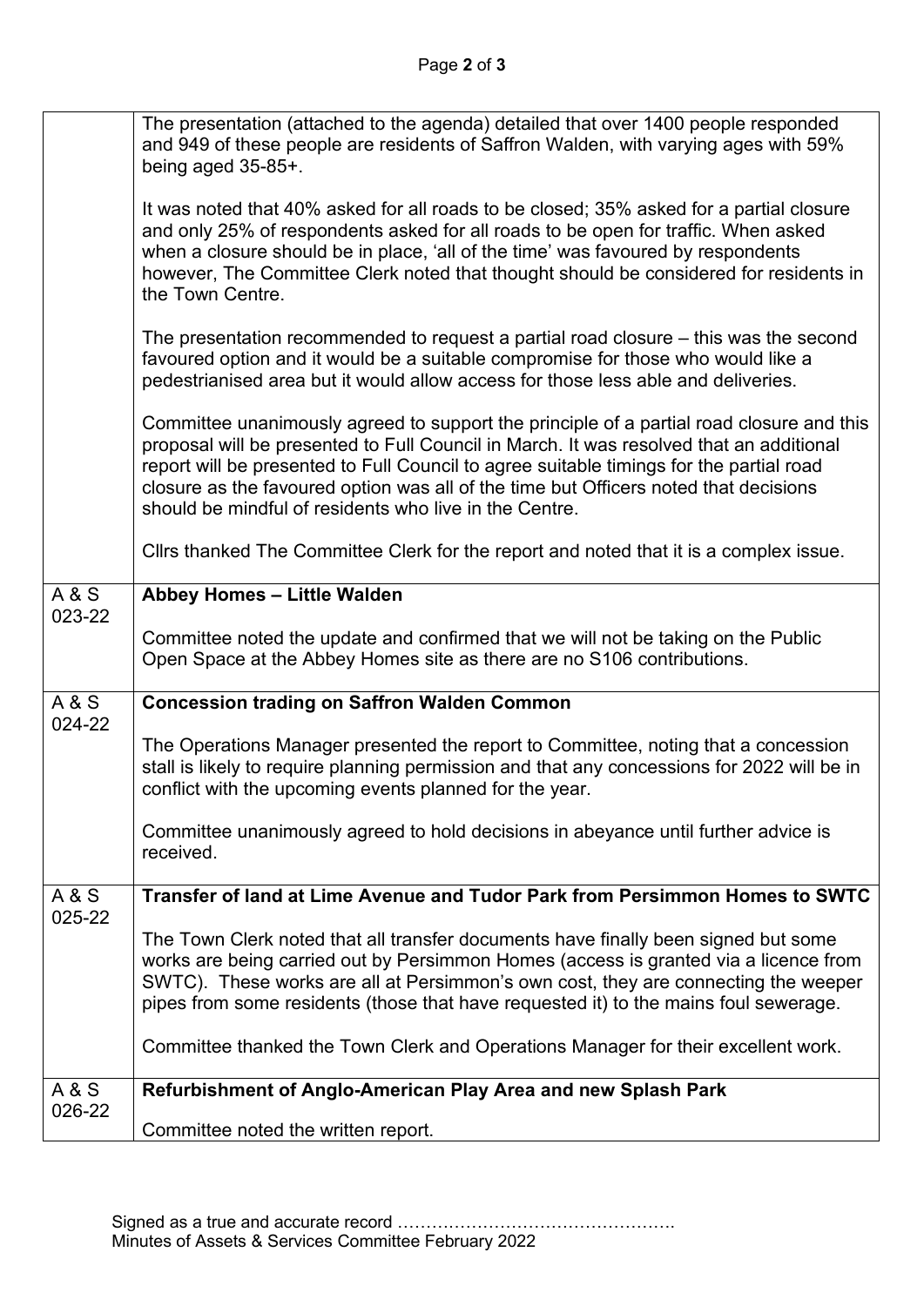| | |
|---|---|
| | The presentation (attached to the agenda) detailed that over 1400 people responded and 949 of these people are residents of Saffron Walden, with varying ages with 59% being aged 35-85+.<br><br>It was noted that 40% asked for all roads to be closed; 35% asked for a partial closure and only 25% of respondents asked for all roads to be open for traffic. When asked when a closure should be in place, 'all of the time' was favoured by respondents however, The Committee Clerk noted that thought should be considered for residents in the Town Centre.<br><br>The presentation recommended to request a partial road closure – this was the second favoured option and it would be a suitable compromise for those who would like a pedestrianised area but it would allow access for those less able and deliveries.<br><br>Committee unanimously agreed to support the principle of a partial road closure and this proposal will be presented to Full Council in March. It was resolved that an additional report will be presented to Full Council to agree suitable timings for the partial road closure as the favoured option was all of the time but Officers noted that decisions should be mindful of residents who live in the Centre.<br><br>Cllrs thanked The Committee Clerk for the report and noted that it is a complex issue. |
| A & S 023-22 | **Abbey Homes – Little Walden**<br><br>Committee noted the update and confirmed that we will not be taking on the Public Open Space at the Abbey Homes site as there are no S106 contributions. |
| A & S 024-22 | **Concession trading on Saffron Walden Common**<br><br>The Operations Manager presented the report to Committee, noting that a concession stall is likely to require planning permission and that any concessions for 2022 will be in conflict with the upcoming events planned for the year.<br><br>Committee unanimously agreed to hold decisions in abeyance until further advice is received. |
| A & S 025-22 | **Transfer of land at Lime Avenue and Tudor Park from Persimmon Homes to SWTC**<br><br>The Town Clerk noted that all transfer documents have finally been signed but some works are being carried out by Persimmon Homes (access is granted via a licence from SWTC). These works are all at Persimmon's own cost, they are connecting the weeper pipes from some residents (those that have requested it) to the mains foul sewerage.<br><br>Committee thanked the Town Clerk and Operations Manager for their excellent work. |
| A & S 026-22 | **Refurbishment of Anglo-American Play Area and new Splash Park**<br><br>Committee noted the written report. |

Signed as a true and accurate record …………………………………………….
Minutes of Assets & Services Committee February 2022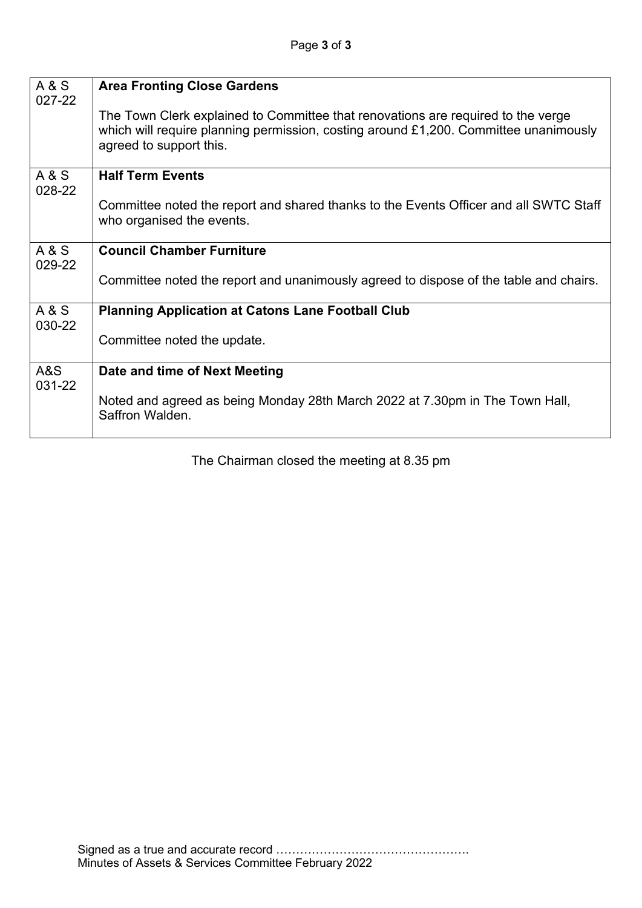| | |
|---|---|
| A & S 027-22 | **Area Fronting Close Gardens**<br><br>The Town Clerk explained to Committee that renovations are required to the verge which will require planning permission, costing around £1,200. Committee unanimously agreed to support this. |
| A & S 028-22 | **Half Term Events**<br><br>Committee noted the report and shared thanks to the Events Officer and all SWTC Staff who organised the events. |
| A & S 029-22 | **Council Chamber Furniture**<br><br>Committee noted the report and unanimously agreed to dispose of the table and chairs. |
| A & S 030-22 | **Planning Application at Catons Lane Football Club**<br><br>Committee noted the update. |
| A&S 031-22 | **Date and time of Next Meeting**<br><br>Noted and agreed as being Monday 28th March 2022 at 7.30pm in The Town Hall, Saffron Walden. |

The Chairman closed the meeting at 8.35 pm

Signed as a true and accurate record ………………………………………….

Minutes of Assets & Services Committee February 2022